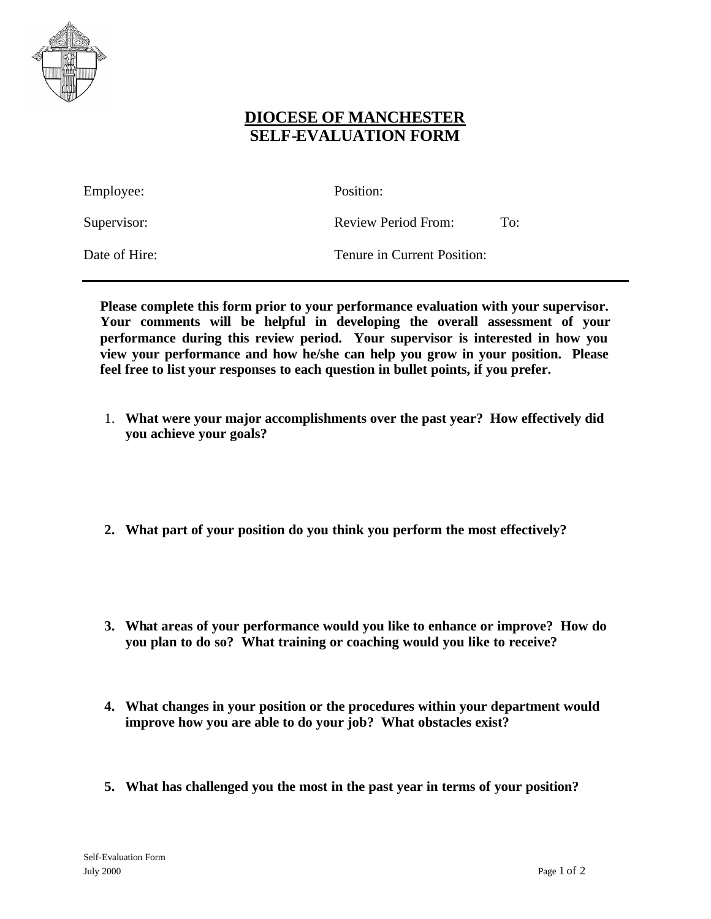# DIOCESE OF MANCHESTER
## SELF-EVALUATION FORM

| | |
|---|---|
| Employee: | Position: |
| Supervisor: | Review Period From: To: |
| Date of Hire: | Tenure in Current Position: |

---

**Please complete this form prior to your performance evaluation with your supervisor. Your comments will be helpful in developing the overall assessment of your performance during this review period. Your supervisor is interested in how you view your performance and how he/she can help you grow in your position. Please feel free to list your responses to each question in bullet points, if you prefer.**

1. **What were your major accomplishments over the past year? How effectively did you achieve your goals?**

2. **What part of your position do you think you perform the most effectively?**

3. **What areas of your performance would you like to enhance or improve? How do you plan to do so? What training or coaching would you like to receive?**

4. **What changes in your position or the procedures within your department would improve how you are able to do your job? What obstacles exist?**

5. **What has challenged you the most in the past year in terms of your position?**

Self-Evaluation Form
July 2000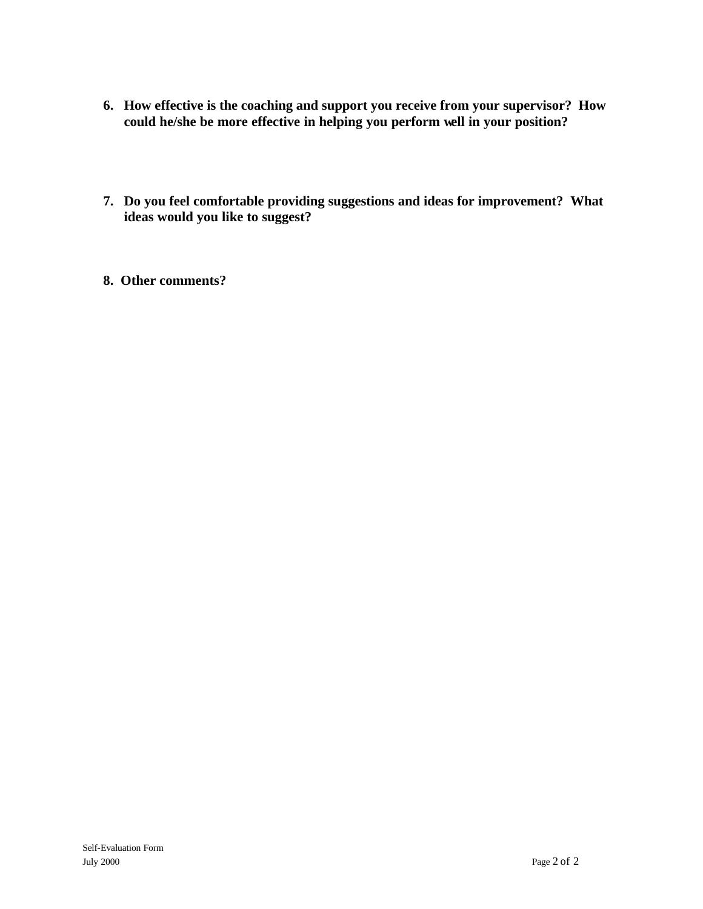6. **How effective is the coaching and support you receive from your supervisor? How could he/she be more effective in helping you perform well in your position?**

7. **Do you feel comfortable providing suggestions and ideas for improvement? What ideas would you like to suggest?**

8. **Other comments?**